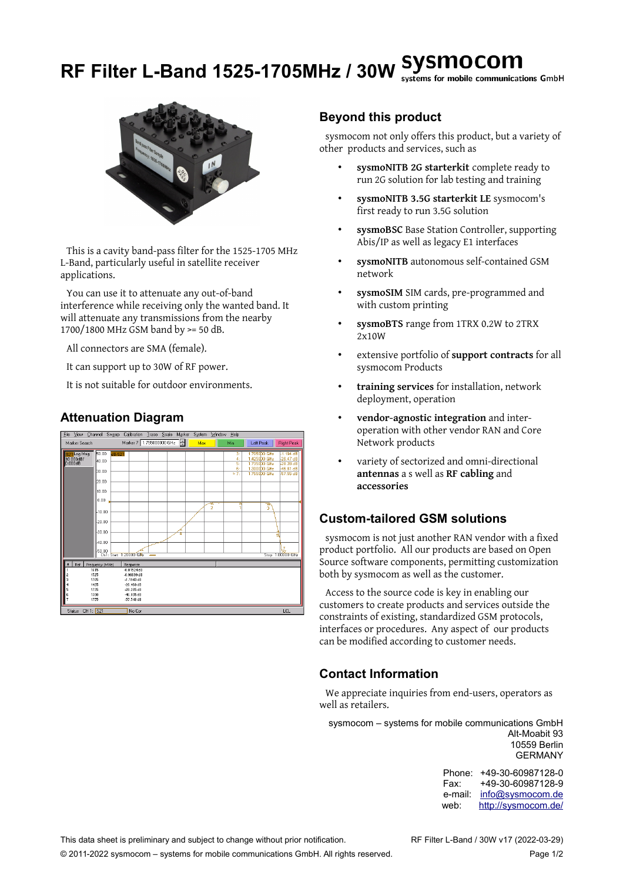# RF Filter L-Band 1525-1705MHz / 30W

sysmocom
systems for mobile communications GmbH

This is a cavity band-pass filter for the 1525-1705 MHz L-Band, particularly useful in satellite receiver applications.

You can use it to attenuate any out-of-band interference while receiving only the wanted band. It will attenuate any transmissions from the nearby 1700/1800 MHz GSM band by >= 50 dB.

All connectors are SMA (female).

It can support up to 30W of RF power.

It is not suitable for outdoor environments.

## Attenuation Diagram

| # | Ref | Frequency (MHz) | Response |
|---|---|---|---|
| 1 | | 1615 | -0.87524 dB |
| 2 | | 1525 | -0.96699 dB |
| 3 | | 1705 | -1.1943 dB |
| 4 | | 1425 | -26.469 dB |
| 5 | | 1735 | -28.285 dB |
| 6 | | 1300 | -45.805 dB |
| 7 | | 1755 | -57.548 dB |

## Beyond this product

sysmocom not only offers this product, but a variety of other products and services, such as

- **sysmoNITB 2G starterkit** complete ready to run 2G solution for lab testing and training
- **sysmoNITB 3.5G starterkit LE** sysmocom's first ready to run 3.5G solution
- **sysmoBSC** Base Station Controller, supporting Abis/IP as well as legacy E1 interfaces
- **sysmoNITB** autonomous self-contained GSM network
- **sysmoSIM** SIM cards, pre-programmed and with custom printing
- **sysmoBTS** range from 1TRX 0.2W to 2TRX 2x10W
- extensive portfolio of **support contracts** for all sysmocom Products
- **training services** for installation, network deployment, operation
- **vendor-agnostic integration** and inter-operation with other vendor RAN and Core Network products
- variety of sectorized and omni-directional **antennas** a s well as **RF cabling** and **accessories**

## Custom-tailored GSM solutions

sysmocom is not just another RAN vendor with a fixed product portfolio. All our products are based on Open Source software components, permitting customization both by sysmocom as well as the customer.

Access to the source code is key in enabling our customers to create products and services outside the constraints of existing, standardized GSM protocols, interfaces or procedures. Any aspect of our products can be modified according to customer needs.

## Contact Information

We appreciate inquiries from end-users, operators as well as retailers.

sysmocom – systems for mobile communications GmbH
Alt-Moabit 93
10559 Berlin
GERMANY

Phone: +49-30-60987128-0
Fax: +49-30-60987128-9
e-mail: info@sysmocom.de
web: http://sysmocom.de/

This data sheet is preliminary and subject to change without prior notification.

RF Filter L-Band / 30W v17 (2022-03-29)

© 2011-2022 sysmocom – systems for mobile communications GmbH. All rights reserved.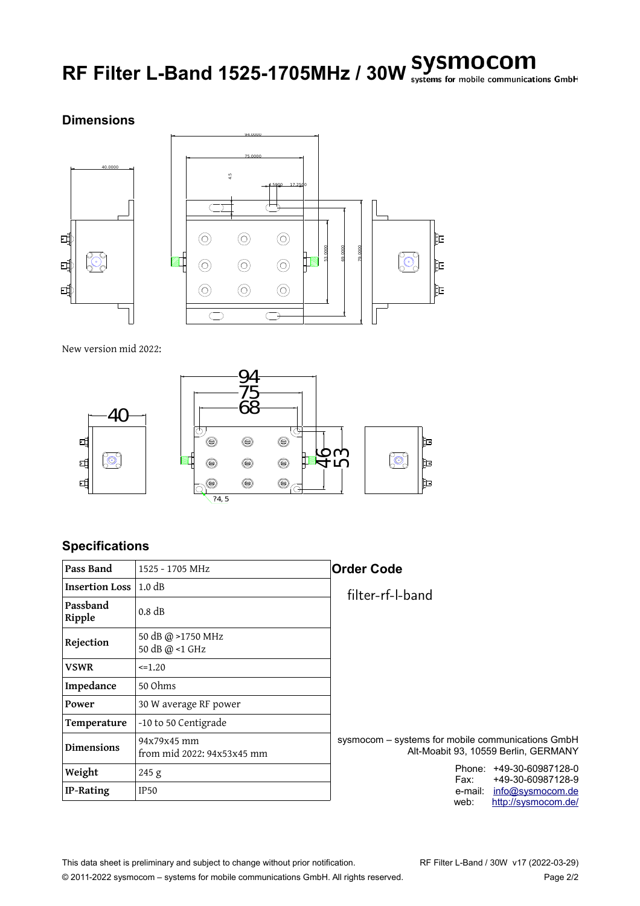# RF Filter L-Band 1525-1705MHz / 30W

sysmocom
systems for mobile communications GmbH

## Dimensions

94.0000
75.0000
40.0000
4.5
4.5000
17.2500
53.0000
69.0000
79.0000

New version mid 2022:

94
75
68
40
46
53
?4, 5

## Specifications

| | |
|---|---|
| **Pass Band** | 1525 - 1705 MHz |
| **Insertion Loss** | 1.0 dB |
| **Passband Ripple** | 0.8 dB |
| **Rejection** | 50 dB @ >1750 MHz<br>50 dB @ <1 GHz |
| **VSWR** | <=1.20 |
| **Impedance** | 50 Ohms |
| **Power** | 30 W average RF power |
| **Temperature** | -10 to 50 Centigrade |
| **Dimensions** | 94x79x45 mm<br>from mid 2022: 94x53x45 mm |
| **Weight** | 245 g |
| **IP-Rating** | IP50 |

## Order Code

filter-rf-l-band

sysmocom – systems for mobile communications GmbH
Alt-Moabit 93, 10559 Berlin, GERMANY

Phone: +49-30-60987128-0
Fax: +49-30-60987128-9
e-mail: info@sysmocom.de
web: http://sysmocom.de/

This data sheet is preliminary and subject to change without prior notification.

© 2011-2022 sysmocom – systems for mobile communications GmbH. All rights reserved.

RF Filter L-Band / 30W v17 (2022-03-29)